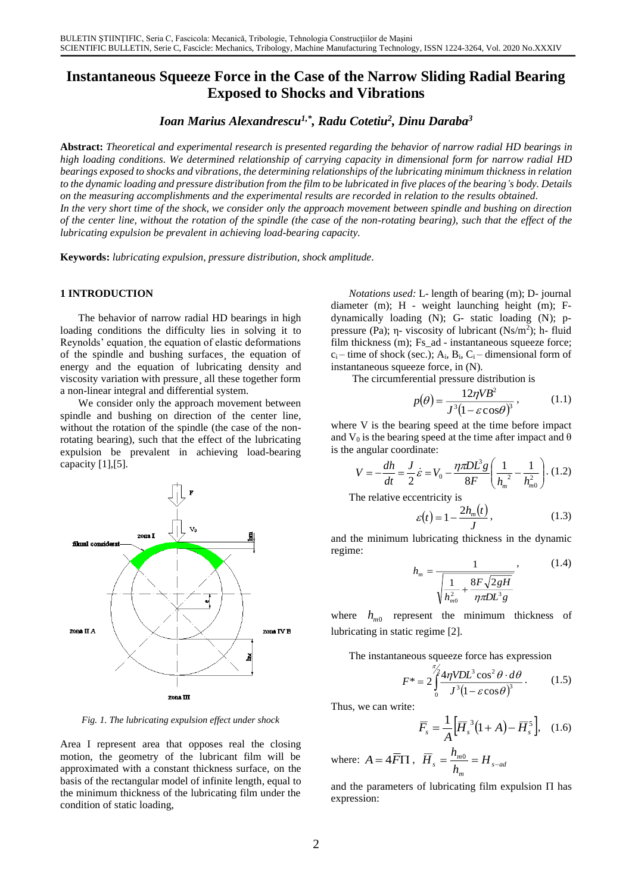# Instantaneous Squeeze Force in the Case of the Narrow Sliding Radial Bearing Exposed to Shocks and Vibrations

***Ioan Marius Alexandrescu[1,*], Radu Cotetiu[2], Dinu Daraba[3]***

**Abstract:** *Theoretical and experimental research is presented regarding the behavior of narrow radial HD bearings in high loading conditions. We determined relationship of carrying capacity in dimensional form for narrow radial HD bearings exposed to shocks and vibrations, the determining relationships of the lubricating minimum thickness in relation to the dynamic loading and pressure distribution from the film to be lubricated in five places of the bearing's body. Details on the measuring accomplishments and the experimental results are recorded in relation to the results obtained.*
*In the very short time of the shock, we consider only the approach movement between spindle and bushing on direction of the center line, without the rotation of the spindle (the case of the non-rotating bearing), such that the effect of the lubricating expulsion be prevalent in achieving load-bearing capacity.*

**Keywords:** *lubricating expulsion, pressure distribution, shock amplitude.*

## 1 INTRODUCTION

The behavior of narrow radial HD bearings in high loading conditions the difficulty lies in solving it to Reynolds' equation¸ the equation of elastic deformations of the spindle and bushing surfaces¸ the equation of energy and the equation of lubricating density and viscosity variation with pressure¸ all these together form a non-linear integral and differential system.

We consider only the approach movement between spindle and bushing on direction of the center line, without the rotation of the spindle (the case of the non-rotating bearing), such that the effect of the lubricating expulsion be prevalent in achieving load-bearing capacity [1],[5].

*Fig. 1. The lubricating expulsion effect under shock*

Area I represent area that opposes real the closing motion, the geometry of the lubricant film will be approximated with a constant thickness surface, on the basis of the rectangular model of infinite length, equal to the minimum thickness of the lubricating film under the condition of static loading,

*Notations used:* L- length of bearing (m); D- journal diameter (m); H - weight launching height (m); F- dynamically loading (N); G- static loading (N); p- pressure (Pa); η- viscosity of lubricant (Ns/m$^2$); h- fluid film thickness (m); Fs_ad - instantaneous squeeze force; $c_i$ – time of shock (sec.); $A_i$, $B_i$, $C_i$ – dimensional form of instantaneous squeeze force, in (N).

The circumferential pressure distribution is

$$p(\theta) = \frac{12\eta VB^2}{J^3(1-\varepsilon\cos\theta)^3}, \tag{1.1}$$

where V is the bearing speed at the time before impact and $V_0$ is the bearing speed at the time after impact and θ is the angular coordinate:

$$V = -\frac{dh}{dt} = \frac{J}{2}\dot{\varepsilon} = V_0 - \frac{\eta\pi DL^3 g}{8F}\left(\frac{1}{h_m^{\ 2}} - \frac{1}{h_{m0}^2}\right). \tag{1.2}$$

The relative eccentricity is

$$\varepsilon(t) = 1 - \frac{2h_m(t)}{J}, \tag{1.3}$$

and the minimum lubricating thickness in the dynamic regime:

$$h_m = \frac{1}{\sqrt{\dfrac{1}{h_{m0}^2} + \dfrac{8F\sqrt{2gH}}{\eta\pi DL^3 g}}}, \tag{1.4}$$

where $h_{m0}$ represent the minimum thickness of lubricating in static regime [2].

The instantaneous squeeze force has expression

$$F^* = 2\int_0^{\pi/2} \frac{4\eta VDL^3\cos^2\theta \cdot d\theta}{J^3(1-\varepsilon\cos\theta)^3}. \tag{1.5}$$

Thus, we can write:

$$\overline{F}_s = \frac{1}{A}\left[\overline{H}_s^{\,3}(1+A) - \overline{H}_s^{\,5}\right], \tag{1.6}$$

where: $A = 4\overline{F}\Pi$, $\overline{H}_s = \dfrac{h_{m0}}{h_m} = H_{s-ad}$

and the parameters of lubricating film expulsion Π has expression: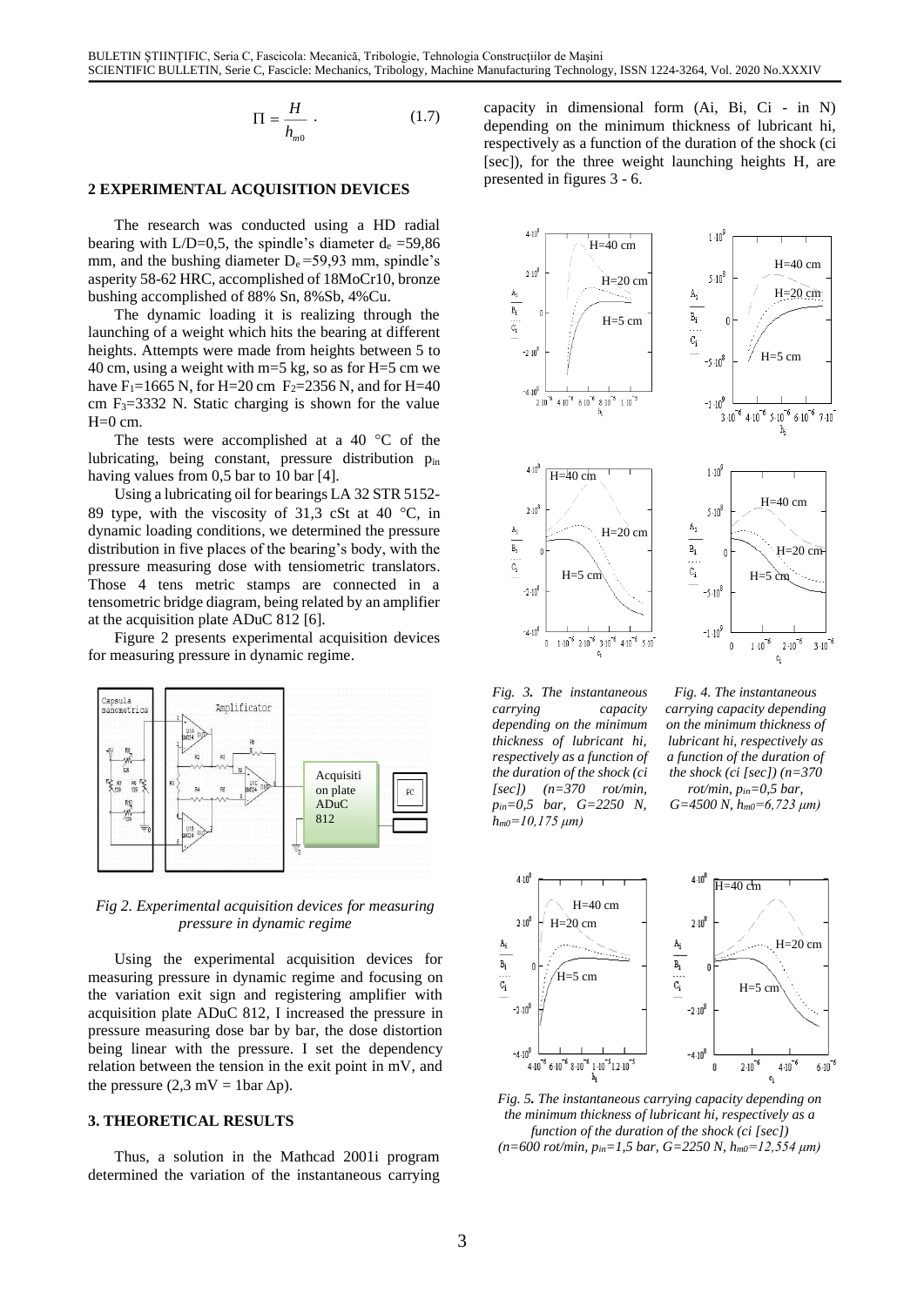$$\Pi = \frac{H}{h_{m0}} \cdot \qquad (1.7)$$

## 2 EXPERIMENTAL ACQUISITION DEVICES

The research was conducted using a HD radial bearing with L/D=0,5, the spindle's diameter $d_e$ =59,86 mm, and the bushing diameter $D_e$ =59,93 mm, spindle's asperity 58-62 HRC, accomplished of 18MoCr10, bronze bushing accomplished of 88% Sn, 8%Sb, 4%Cu.

The dynamic loading it is realizing through the launching of a weight which hits the bearing at different heights. Attempts were made from heights between 5 to 40 cm, using a weight with m=5 kg, so as for H=5 cm we have $F_1$=1665 N, for H=20 cm $F_2$=2356 N, and for H=40 cm $F_3$=3332 N. Static charging is shown for the value H=0 cm.

The tests were accomplished at a 40 °C of the lubricating, being constant, pressure distribution $p_{in}$ having values from 0,5 bar to 10 bar [4].

Using a lubricating oil for bearings LA 32 STR 5152-89 type, with the viscosity of 31,3 cSt at 40 °C, in dynamic loading conditions, we determined the pressure distribution in five places of the bearing's body, with the pressure measuring dose with tensiometric translators. Those 4 tens metric stamps are connected in a tensometric bridge diagram, being related by an amplifier at the acquisition plate ADuC 812 [6].

Figure 2 presents experimental acquisition devices for measuring pressure in dynamic regime.

*Fig 2. Experimental acquisition devices for measuring pressure in dynamic regime*

Using the experimental acquisition devices for measuring pressure in dynamic regime and focusing on the variation exit sign and registering amplifier with acquisition plate ADuC 812, I increased the pressure in pressure measuring dose bar by bar, the dose distortion being linear with the pressure. I set the dependency relation between the tension in the exit point in mV, and the pressure (2,3 mV = 1bar Δp).

## 3. THEORETICAL RESULTS

Thus, a solution in the Mathcad 2001i program determined the variation of the instantaneous carrying capacity in dimensional form (Ai, Bi, Ci - in N) depending on the minimum thickness of lubricant hi, respectively as a function of the duration of the shock (ci [sec]), for the three weight launching heights H, are presented in figures 3 - 6.

*Fig. 3. The instantaneous carrying capacity depending on the minimum thickness of lubricant hi, respectively as a function of the duration of the shock (ci [sec]) (n=370 rot/min, $p_{in}$=0,5 bar, G=2250 N, $h_{m0}$=10,175 μm)*

*Fig. 4. The instantaneous carrying capacity depending on the minimum thickness of lubricant hi, respectively as a function of the duration of the shock (ci [sec]) (n=370 rot/min, $p_{in}$=0,5 bar, G=4500 N, $h_{m0}$=6,723 μm)*

*Fig. 5. The instantaneous carrying capacity depending on the minimum thickness of lubricant hi, respectively as a function of the duration of the shock (ci [sec]) (n=600 rot/min, $p_{in}$=1,5 bar, G=2250 N, $h_{m0}$=12,554 μm)*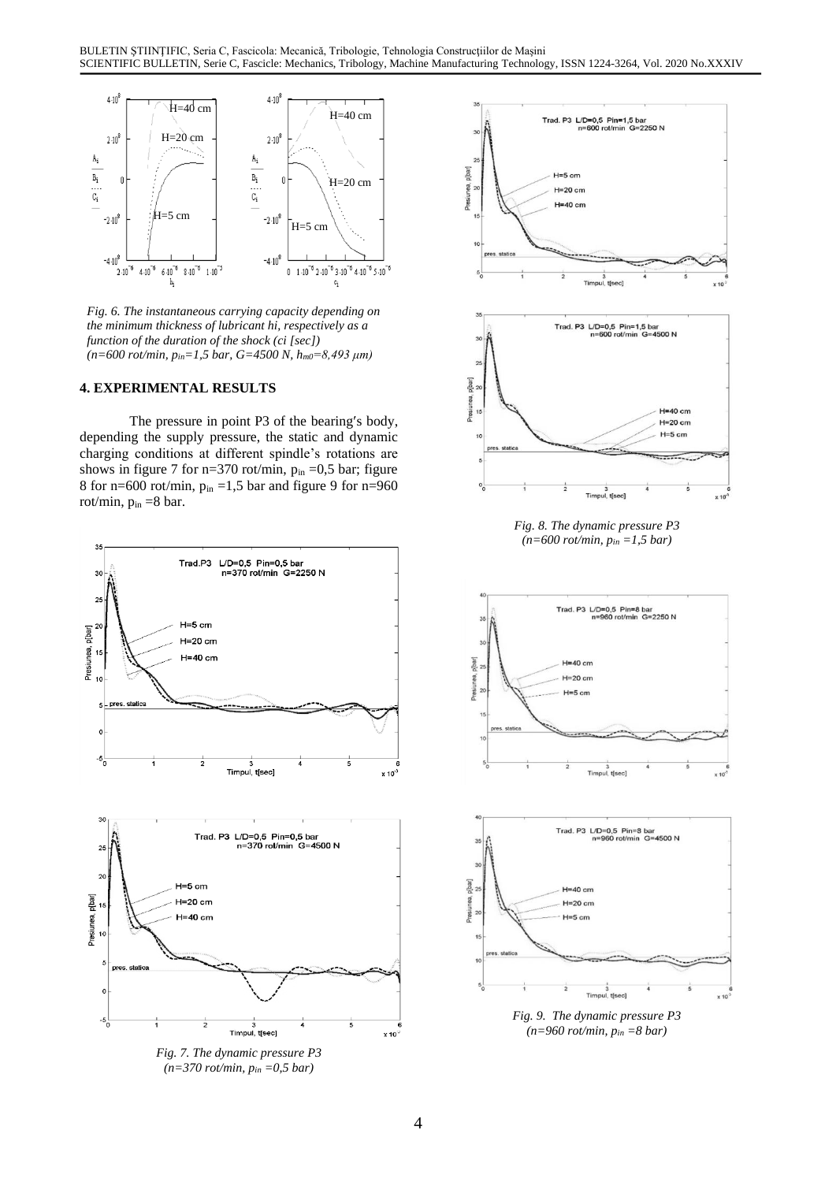*Fig. 6. The instantaneous carrying capacity depending on the minimum thickness of lubricant hi, respectively as a function of the duration of the shock (ci [sec])*
*($n$=600 rot/min, $p_{in}$=1,5 bar, G=4500 N, $h_{m0}$=8,493 $\mu$m)*

## 4. EXPERIMENTAL RESULTS

The pressure in point P3 of the bearing′s body, depending the supply pressure, the static and dynamic charging conditions at different spindle's rotations are shows in figure 7 for n=370 rot/min, $p_{in}$ =0,5 bar; figure 8 for n=600 rot/min, $p_{in}$ =1,5 bar and figure 9 for n=960 rot/min, $p_{in}$ =8 bar.

*Fig. 7. The dynamic pressure P3*
*(n=370 rot/min, $p_{in}$ =0,5 bar)*

*Fig. 8. The dynamic pressure P3*
*(n=600 rot/min, $p_{in}$ =1,5 bar)*

*Fig. 9. The dynamic pressure P3*
*(n=960 rot/min, $p_{in}$ =8 bar)*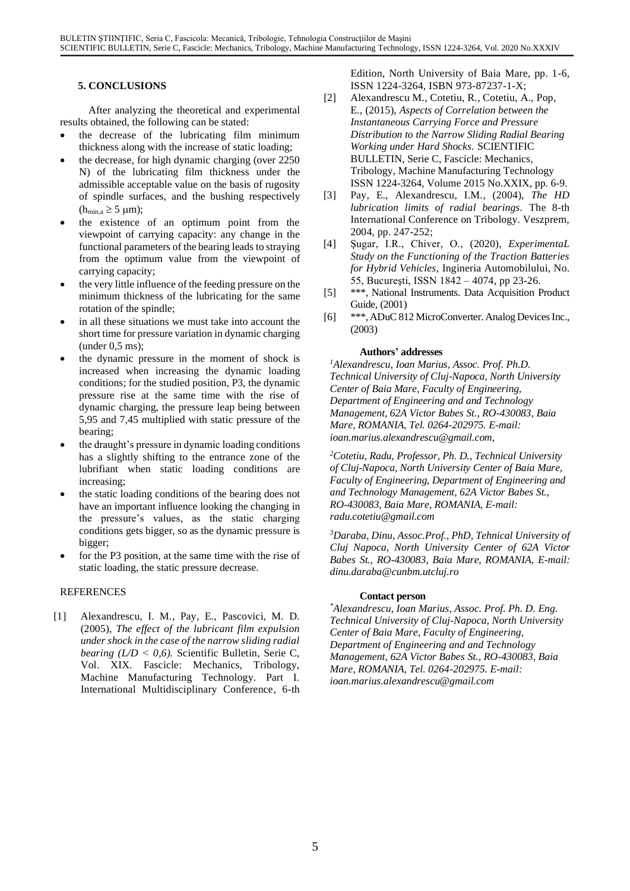## 5. CONCLUSIONS

After analyzing the theoretical and experimental results obtained, the following can be stated:

- the decrease of the lubricating film minimum thickness along with the increase of static loading;
- the decrease, for high dynamic charging (over 2250 N) of the lubricating film thickness under the admissible acceptable value on the basis of rugosity of spindle surfaces, and the bushing respectively ($h_{min,a} \geq 5$ μm);
- the existence of an optimum point from the viewpoint of carrying capacity: any change in the functional parameters of the bearing leads to straying from the optimum value from the viewpoint of carrying capacity;
- the very little influence of the feeding pressure on the minimum thickness of the lubricating for the same rotation of the spindle;
- in all these situations we must take into account the short time for pressure variation in dynamic charging (under 0,5 ms);
- the dynamic pressure in the moment of shock is increased when increasing the dynamic loading conditions; for the studied position, P3, the dynamic pressure rise at the same time with the rise of dynamic charging, the pressure leap being between 5,95 and 7,45 multiplied with static pressure of the bearing;
- the draught's pressure in dynamic loading conditions has a slightly shifting to the entrance zone of the lubrifiant when static loading conditions are increasing;
- the static loading conditions of the bearing does not have an important influence looking the changing in the pressure's values, as the static charging conditions gets bigger, so as the dynamic pressure is bigger;
- for the P3 position, at the same time with the rise of static loading, the static pressure decrease.

## REFERENCES

[1] Alexandrescu, I. M., Pay, E., Pascovici, M. D. (2005), *The effect of the lubricant film expulsion under shock in the case of the narrow sliding radial bearing (L/D < 0,6).* Scientific Bulletin, Serie C, Vol. XIX. Fascicle: Mechanics, Tribology, Machine Manufacturing Technology. Part I. International Multidisciplinary Conference, 6-th Edition, North University of Baia Mare, pp. 1-6, ISSN 1224-3264, ISBN 973-87237-1-X;

[2] Alexandrescu M., Cotetiu, R., Cotetiu, A., Pop, E., (2015), *Aspects of Correlation between the Instantaneous Carrying Force and Pressure Distribution to the Narrow Sliding Radial Bearing Working under Hard Shocks.* SCIENTIFIC BULLETIN, Serie C, Fascicle: Mechanics, Tribology, Machine Manufacturing Technology ISSN 1224-3264, Volume 2015 No.XXIX, pp. 6-9.

[3] Pay, E., Alexandrescu, I.M., (2004), *The HD lubrication limits of radial bearings*. The 8-th International Conference on Tribology. Veszprem, 2004, pp. 247-252;

[4] Şugar, I.R., Chiver, O., (2020), *ExperimentaL Study on the Functioning of the Traction Batteries for Hybrid Vehicles,* Ingineria Automobilului, No. 55, Bucureşti, ISSN 1842 – 4074, pp 23-26.

[5] \*\*\*, National Instruments. Data Acquisition Product Guide, (2001)

[6] \*\*\*, ADuC 812 MicroConverter. Analog Devices Inc., (2003)

**Authors' addresses**

[1]*Alexandrescu, Ioan Marius, Assoc. Prof. Ph.D. Technical University of Cluj-Napoca, North University Center of Baia Mare, Faculty of Engineering, Department of Engineering and and Technology Management, 62A Victor Babes St., RO-430083, Baia Mare, ROMANIA, Tel. 0264-202975. E-mail: ioan.marius.alexandrescu@gmail.com,*

[2]*Cotetiu, Radu, Professor, Ph. D., Technical University of Cluj-Napoca, North University Center of Baia Mare, Faculty of Engineering, Department of Engineering and and Technology Management, 62A Victor Babes St., RO-430083, Baia Mare, ROMANIA, E-mail: radu.cotetiu@gmail.com*

[3]*Daraba, Dinu, Assoc.Prof., PhD, Tehnical University of Cluj Napoca, North University Center of 62A Victor Babes St., RO-430083, Baia Mare, ROMANIA, E-mail: dinu.daraba@cunbm.utcluj.ro*

**Contact person**

[*]*Alexandrescu, Ioan Marius, Assoc. Prof. Ph. D. Eng. Technical University of Cluj-Napoca, North University Center of Baia Mare, Faculty of Engineering, Department of Engineering and and Technology Management, 62A Victor Babes St., RO-430083, Baia Mare, ROMANIA, Tel. 0264-202975. E-mail: ioan.marius.alexandrescu@gmail.com*